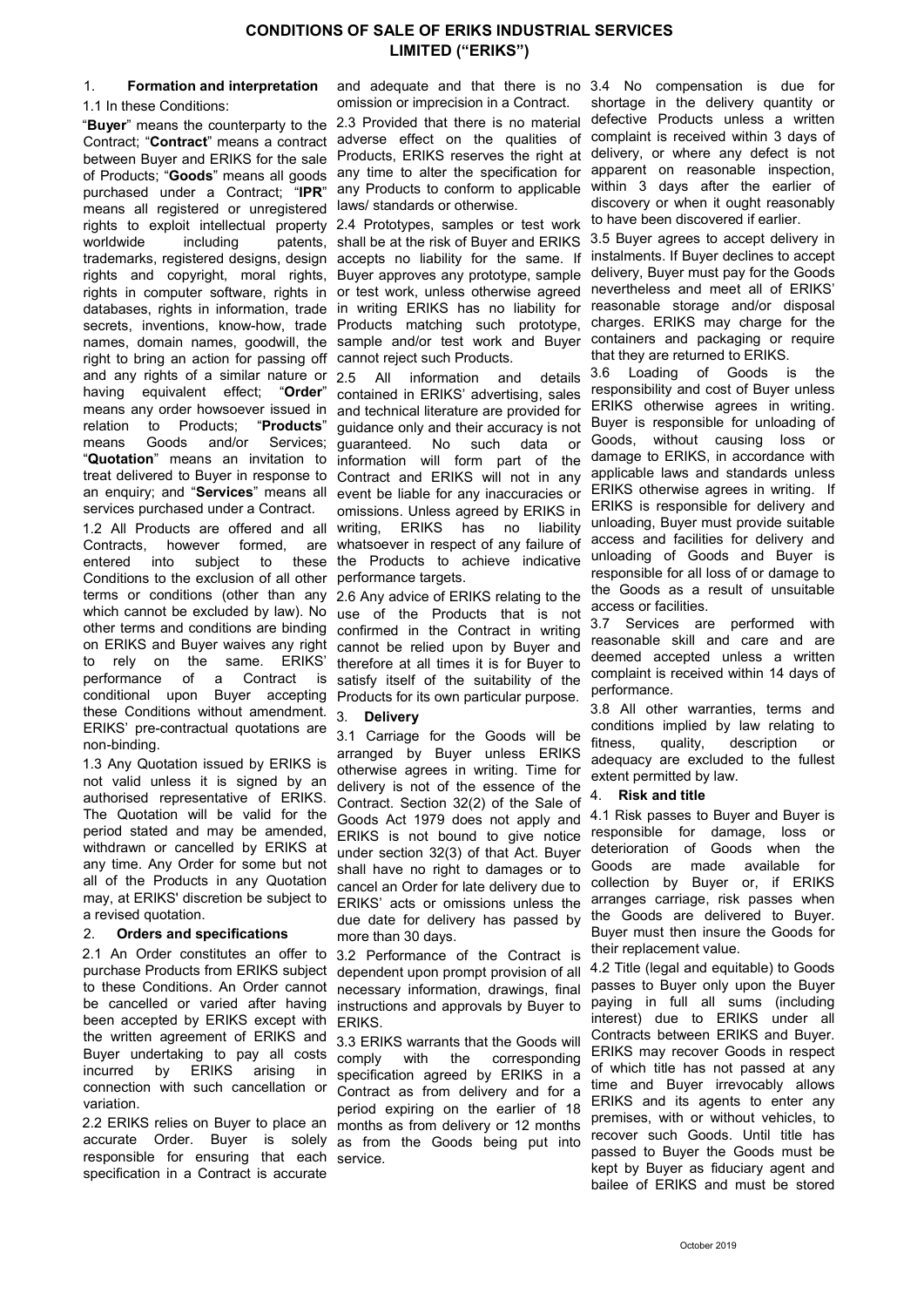# CONDITIONS OF SALE OF ERIKS INDUSTRIAL SERVICES LIMITED ("ERIKS")

## 1. Formation and interpretation

1.1 In these Conditions:

"**Buyer**" means the counterparty to the Contract; "**Contract**" means a contract between Buyer and ERIKS for the sale of Products; "**Goods**" means all goods purchased under a Contract; "**IPR**" means all registered or unregistered rights to exploit intellectual property worldwide including patents, trademarks, registered designs, design rights and copyright, moral rights, rights in computer software, rights in databases, rights in information, trade secrets, inventions, know-how, trade names, domain names, goodwill, the right to bring an action for passing off and any rights of a similar nature or having equivalent effect; "**Order**" means any order howsoever issued in relation to Products; "**Products**" means Goods and/or Services; "**Quotation**" means an invitation to treat delivered to Buyer in response to an enquiry; and "**Services**" means all services purchased under a Contract.

1.2 All Products are offered and all Contracts, however formed, are entered into subject to these Conditions to the exclusion of all other terms or conditions (other than any which cannot be excluded by law). No other terms and conditions are binding on ERIKS and Buyer waives any right to rely on the same. ERIKS' performance of a Contract is conditional upon Buyer accepting these Conditions without amendment. ERIKS' pre-contractual quotations are non-binding.

1.3 Any Quotation issued by ERIKS is not valid unless it is signed by an authorised representative of ERIKS. The Quotation will be valid for the period stated and may be amended, withdrawn or cancelled by ERIKS at any time. Any Order for some but not all of the Products in any Quotation may, at ERIKS' discretion be subject to a revised quotation.

## 2. Orders and specifications

2.1 An Order constitutes an offer to purchase Products from ERIKS subject to these Conditions. An Order cannot be cancelled or varied after having been accepted by ERIKS except with the written agreement of ERIKS and Buyer undertaking to pay all costs incurred by ERIKS arising in connection with such cancellation or variation.

2.2 ERIKS relies on Buyer to place an accurate Order. Buyer is solely responsible for ensuring that each specification in a Contract is accurate and adequate and that there is no omission or imprecision in a Contract.

2.3 Provided that there is no material adverse effect on the qualities of Products, ERIKS reserves the right at any time to alter the specification for any Products to conform to applicable laws/ standards or otherwise.

2.4 Prototypes, samples or test work shall be at the risk of Buyer and ERIKS accepts no liability for the same. If Buyer approves any prototype, sample or test work, unless otherwise agreed in writing ERIKS has no liability for Products matching such prototype, sample and/or test work and Buyer cannot reject such Products.

2.5 All information and details contained in ERIKS' advertising, sales and technical literature are provided for guidance only and their accuracy is not guaranteed. No such data or information will form part of the Contract and ERIKS will not in any event be liable for any inaccuracies or omissions. Unless agreed by ERIKS in writing, ERIKS has no liability whatsoever in respect of any failure of the Products to achieve indicative performance targets.

2.6 Any advice of ERIKS relating to the use of the Products that is not confirmed in the Contract in writing cannot be relied upon by Buyer and therefore at all times it is for Buyer to satisfy itself of the suitability of the Products for its own particular purpose.

## 3. Delivery

3.1 Carriage for the Goods will be arranged by Buyer unless ERIKS otherwise agrees in writing. Time for delivery is not of the essence of the Contract. Section 32(2) of the Sale of Goods Act 1979 does not apply and ERIKS is not bound to give notice under section 32(3) of that Act. Buyer shall have no right to damages or to cancel an Order for late delivery due to ERIKS' acts or omissions unless the due date for delivery has passed by more than 30 days.

3.2 Performance of the Contract is dependent upon prompt provision of all necessary information, drawings, final instructions and approvals by Buyer to ERIKS.

3.3 ERIKS warrants that the Goods will comply with the corresponding specification agreed by ERIKS in a Contract as from delivery and for a period expiring on the earlier of 18 months as from delivery or 12 months as from the Goods being put into service.

3.4 No compensation is due for shortage in the delivery quantity or defective Products unless a written complaint is received within 3 days of delivery, or where any defect is not apparent on reasonable inspection, within 3 days after the earlier of discovery or when it ought reasonably to have been discovered if earlier.

3.5 Buyer agrees to accept delivery in instalments. If Buyer declines to accept delivery, Buyer must pay for the Goods nevertheless and meet all of ERIKS' reasonable storage and/or disposal charges. ERIKS may charge for the containers and packaging or require that they are returned to ERIKS.

3.6 Loading of Goods is the responsibility and cost of Buyer unless ERIKS otherwise agrees in writing. Buyer is responsible for unloading of Goods, without causing loss or damage to ERIKS, in accordance with applicable laws and standards unless ERIKS otherwise agrees in writing. If ERIKS is responsible for delivery and unloading, Buyer must provide suitable access and facilities for delivery and unloading of Goods and Buyer is responsible for all loss of or damage to the Goods as a result of unsuitable access or facilities.

3.7 Services are performed with reasonable skill and care and are deemed accepted unless a written complaint is received within 14 days of performance.

3.8 All other warranties, terms and conditions implied by law relating to fitness, quality, description or adequacy are excluded to the fullest extent permitted by law.

## 4. Risk and title

4.1 Risk passes to Buyer and Buyer is responsible for damage, loss or deterioration of Goods when the Goods are made available for collection by Buyer or, if ERIKS arranges carriage, risk passes when the Goods are delivered to Buyer. Buyer must then insure the Goods for their replacement value.

4.2 Title (legal and equitable) to Goods passes to Buyer only upon the Buyer paying in full all sums (including interest) due to ERIKS under all Contracts between ERIKS and Buyer. ERIKS may recover Goods in respect of which title has not passed at any time and Buyer irrevocably allows ERIKS and its agents to enter any premises, with or without vehicles, to recover such Goods. Until title has passed to Buyer the Goods must be kept by Buyer as fiduciary agent and bailee of ERIKS and must be stored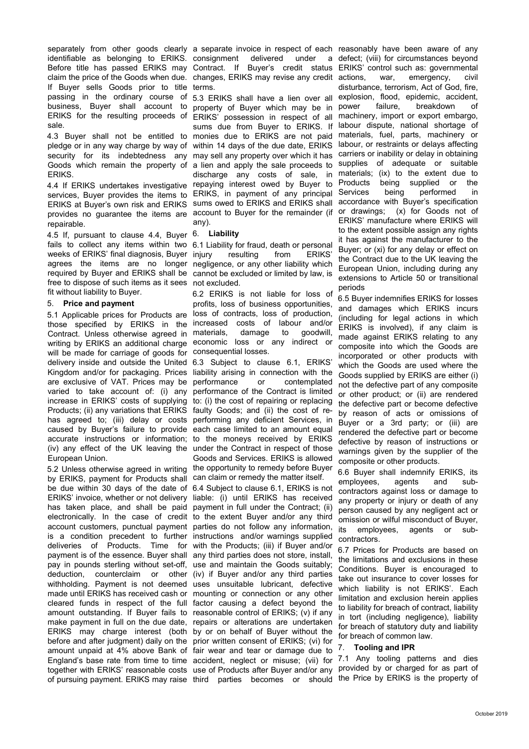separately from other goods clearly identifiable as belonging to ERIKS. Before title has passed ERIKS may claim the price of the Goods when due. If Buyer sells Goods prior to title passing in the ordinary course of business, Buyer shall account to ERIKS for the resulting proceeds of sale.

4.3 Buyer shall not be entitled to pledge or in any way charge by way of security for its indebtedness any Goods which remain the property of ERIKS.

4.4 If ERIKS undertakes investigative services, Buyer provides the items to ERIKS at Buyer's own risk and ERIKS provides no guarantee the items are repairable.

4.5 If, pursuant to clause 4.4, Buyer fails to collect any items within two weeks of ERIKS' final diagnosis, Buyer agrees the items are no longer required by Buyer and ERIKS shall be free to dispose of such items as it sees fit without liability to Buyer.

## 5. Price and payment

5.1 Applicable prices for Products are those specified by ERIKS in the Contract. Unless otherwise agreed in writing by ERIKS an additional charge will be made for carriage of goods for delivery inside and outside the United Kingdom and/or for packaging. Prices are exclusive of VAT. Prices may be varied to take account of: (i) any increase in ERIKS' costs of supplying Products; (ii) any variations that ERIKS has agreed to; (iii) delay or costs caused by Buyer's failure to provide accurate instructions or information; (iv) any effect of the UK leaving the European Union.

5.2 Unless otherwise agreed in writing by ERIKS, payment for Products shall be due within 30 days of the date of ERIKS' invoice, whether or not delivery has taken place, and shall be paid electronically. In the case of credit account customers, punctual payment is a condition precedent to further deliveries of Products. Time for payment is of the essence. Buyer shall pay in pounds sterling without set-off, deduction, counterclaim or other withholding. Payment is not deemed made until ERIKS has received cash or cleared funds in respect of the full amount outstanding. If Buyer fails to make payment in full on the due date, ERIKS may charge interest (both before and after judgment) daily on the amount unpaid at 4% above Bank of England's base rate from time to time together with ERIKS' reasonable costs of pursuing payment. ERIKS may raise a separate invoice in respect of each consignment delivered under a Contract. If Buyer's credit status changes, ERIKS may revise any credit terms.

5.3 ERIKS shall have a lien over all property of Buyer which may be in ERIKS' possession in respect of all sums due from Buyer to ERIKS. If monies due to ERIKS are not paid within 14 days of the due date, ERIKS may sell any property over which it has a lien and apply the sale proceeds to discharge any costs of sale, in repaying interest owed by Buyer to ERIKS, in payment of any principal sums owed to ERIKS and ERIKS shall account to Buyer for the remainder (if any).

## 6. Liability

6.1 Liability for fraud, death or personal injury resulting from ERIKS' negligence, or any other liability which cannot be excluded or limited by law, is not excluded.

6.2 ERIKS is not liable for loss of profits, loss of business opportunities, loss of contracts, loss of production, increased costs of labour and/or materials, damage to goodwill, economic loss or any indirect or consequential losses.

6.3 Subject to clause 6.1, ERIKS' liability arising in connection with the performance or contemplated performance of the Contract is limited to: (i) the cost of repairing or replacing faulty Goods; and (ii) the cost of re-performing any deficient Services, in each case limited to an amount equal to the moneys received by ERIKS under the Contract in respect of those Goods and Services. ERIKS is allowed the opportunity to remedy before Buyer can claim or remedy the matter itself.

6.4 Subject to clause 6.1, ERIKS is not liable: (i) until ERIKS has received payment in full under the Contract; (ii) to the extent Buyer and/or any third parties do not follow any information, instructions and/or warnings supplied with the Products; (iii) if Buyer and/or any third parties does not store, install, use and maintain the Goods suitably; (iv) if Buyer and/or any third parties uses unsuitable lubricant, defective mounting or connection or any other factor causing a defect beyond the reasonable control of ERIKS; (v) if any repairs or alterations are undertaken by or on behalf of Buyer without the prior written consent of ERIKS; (vi) for fair wear and tear or damage due to accident, neglect or misuse; (vii) for use of Products after Buyer and/or any third parties becomes or should reasonably have been aware of any defect; (viii) for circumstances beyond ERIKS' control such as: governmental actions, war, emergency, civil disturbance, terrorism, Act of God, fire, explosion, flood, epidemic, accident, power failure, breakdown of machinery, import or export embargo, labour dispute, national shortage of materials, fuel, parts, machinery or labour, or restraints or delays affecting carriers or inability or delay in obtaining supplies of adequate or suitable materials; (ix) to the extent due to Products being supplied or the Services being performed in accordance with Buyer's specification or drawings; (x) for Goods not of ERIKS' manufacture where ERIKS will to the extent possible assign any rights it has against the manufacturer to the Buyer; or (xi) for any delay or effect on the Contract due to the UK leaving the European Union, including during any extensions to Article 50 or transitional periods

6.5 Buyer indemnifies ERIKS for losses and damages which ERIKS incurs (including for legal actions in which ERIKS is involved), if any claim is made against ERIKS relating to any composite into which the Goods are incorporated or other products with which the Goods are used where the Goods supplied by ERIKS are either (i) not the defective part of any composite or other product; or (ii) are rendered the defective part or become defective by reason of acts or omissions of Buyer or a 3rd party; or (iii) are rendered the defective part or become defective by reason of instructions or warnings given by the supplier of the composite or other products.

6.6 Buyer shall indemnify ERIKS, its employees, agents and sub-contractors against loss or damage to any property or injury or death of any person caused by any negligent act or omission or wilful misconduct of Buyer, its employees, agents or sub-contractors.

6.7 Prices for Products are based on the limitations and exclusions in these Conditions. Buyer is encouraged to take out insurance to cover losses for which liability is not ERIKS'. Each limitation and exclusion herein applies to liability for breach of contract, liability in tort (including negligence), liability for breach of statutory duty and liability for breach of common law.

## 7. Tooling and IPR

7.1 Any tooling patterns and dies provided by or charged for as part of the Price by ERIKS is the property of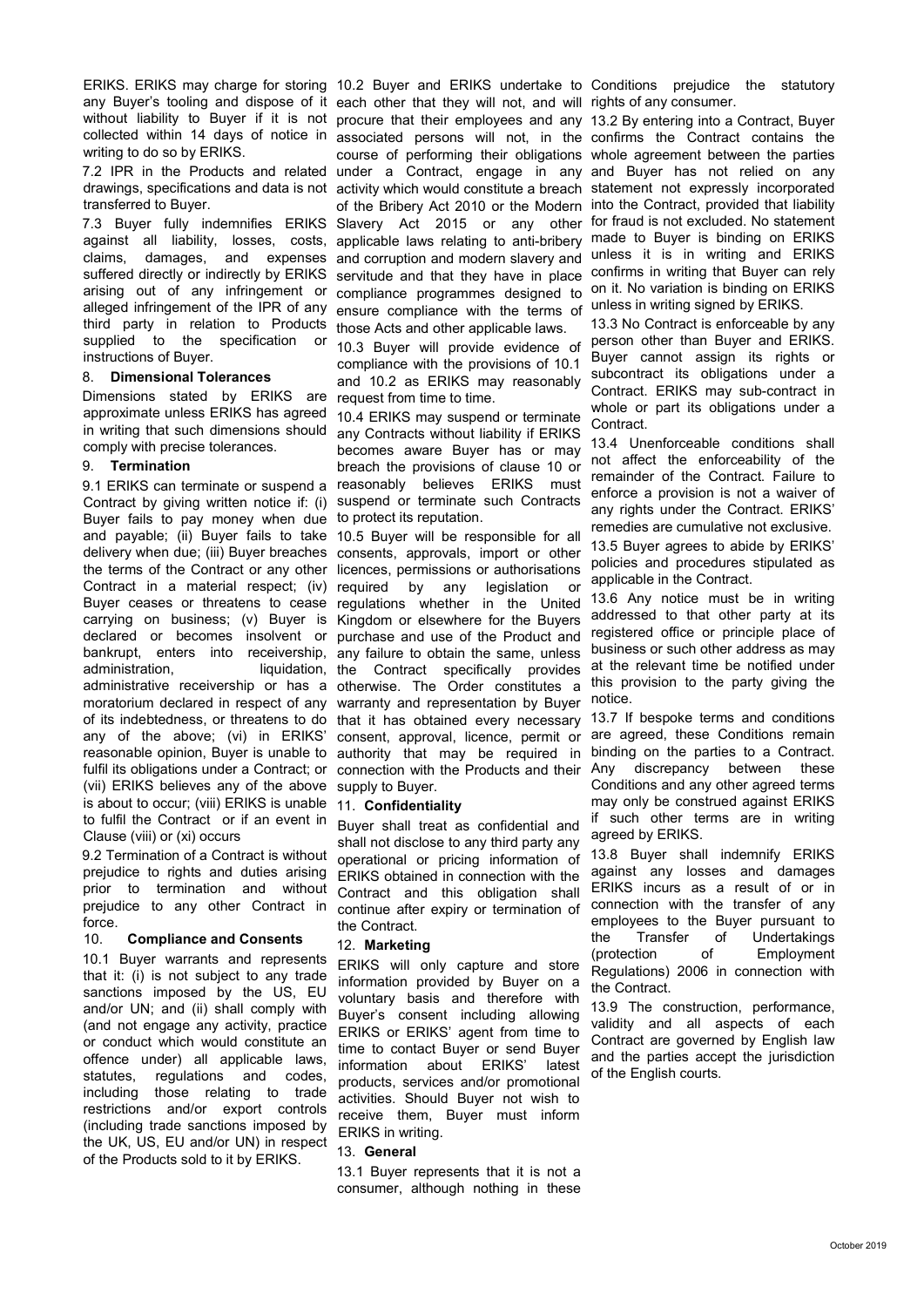ERIKS. ERIKS may charge for storing any Buyer's tooling and dispose of it without liability to Buyer if it is not collected within 14 days of notice in writing to do so by ERIKS.

7.2 IPR in the Products and related drawings, specifications and data is not transferred to Buyer.

7.3 Buyer fully indemnifies ERIKS against all liability, losses, costs, claims, damages, and expenses suffered directly or indirectly by ERIKS arising out of any infringement or alleged infringement of the IPR of any third party in relation to Products supplied to the specification or instructions of Buyer.

## 8. Dimensional Tolerances

Dimensions stated by ERIKS are approximate unless ERIKS has agreed in writing that such dimensions should comply with precise tolerances.

## 9. Termination

9.1 ERIKS can terminate or suspend a Contract by giving written notice if: (i) Buyer fails to pay money when due and payable; (ii) Buyer fails to take delivery when due; (iii) Buyer breaches the terms of the Contract or any other Contract in a material respect; (iv) Buyer ceases or threatens to cease carrying on business; (v) Buyer is declared or becomes insolvent or bankrupt, enters into receivership, administration, liquidation, administrative receivership or has a moratorium declared in respect of any of its indebtedness, or threatens to do any of the above; (vi) in ERIKS' reasonable opinion, Buyer is unable to fulfil its obligations under a Contract; or (vii) ERIKS believes any of the above is about to occur; (viii) ERIKS is unable to fulfil the Contract or if an event in Clause (viii) or (xi) occurs

9.2 Termination of a Contract is without prejudice to rights and duties arising prior to termination and without prejudice to any other Contract in force.

## 10. Compliance and Consents

10.1 Buyer warrants and represents that it: (i) is not subject to any trade sanctions imposed by the US, EU and/or UN; and (ii) shall comply with (and not engage any activity, practice or conduct which would constitute an offence under) all applicable laws, statutes, regulations and codes, including those relating to trade restrictions and/or export controls (including trade sanctions imposed by the UK, US, EU and/or UN) in respect of the Products sold to it by ERIKS.

10.2 Buyer and ERIKS undertake to each other that they will not, and will procure that their employees and any associated persons will not, in the course of performing their obligations under a Contract, engage in any activity which would constitute a breach of the Bribery Act 2010 or the Modern Slavery Act 2015 or any other applicable laws relating to anti-bribery and corruption and modern slavery and servitude and that they have in place compliance programmes designed to ensure compliance with the terms of those Acts and other applicable laws.

10.3 Buyer will provide evidence of compliance with the provisions of 10.1 and 10.2 as ERIKS may reasonably request from time to time.

10.4 ERIKS may suspend or terminate any Contracts without liability if ERIKS becomes aware Buyer has or may breach the provisions of clause 10 or reasonably believes ERIKS must suspend or terminate such Contracts to protect its reputation.

10.5 Buyer will be responsible for all consents, approvals, import or other licences, permissions or authorisations required by any legislation or regulations whether in the United Kingdom or elsewhere for the Buyers purchase and use of the Product and any failure to obtain the same, unless the Contract specifically provides otherwise. The Order constitutes a warranty and representation by Buyer that it has obtained every necessary consent, approval, licence, permit or authority that may be required in connection with the Products and their supply to Buyer.

## 11. Confidentiality

Buyer shall treat as confidential and shall not disclose to any third party any operational or pricing information of ERIKS obtained in connection with the Contract and this obligation shall continue after expiry or termination of the Contract.

## 12. Marketing

ERIKS will only capture and store information provided by Buyer on a voluntary basis and therefore with Buyer's consent including allowing ERIKS or ERIKS' agent from time to time to contact Buyer or send Buyer information about ERIKS' latest products, services and/or promotional activities. Should Buyer not wish to receive them, Buyer must inform ERIKS in writing.

## 13. General

13.1 Buyer represents that it is not a consumer, although nothing in these Conditions prejudice the statutory rights of any consumer.

13.2 By entering into a Contract, Buyer confirms the Contract contains the whole agreement between the parties and Buyer has not relied on any statement not expressly incorporated into the Contract, provided that liability for fraud is not excluded. No statement made to Buyer is binding on ERIKS unless it is in writing and ERIKS confirms in writing that Buyer can rely on it. No variation is binding on ERIKS unless in writing signed by ERIKS.

13.3 No Contract is enforceable by any person other than Buyer and ERIKS. Buyer cannot assign its rights or subcontract its obligations under a Contract. ERIKS may sub-contract in whole or part its obligations under a Contract.

13.4 Unenforceable conditions shall not affect the enforceability of the remainder of the Contract. Failure to enforce a provision is not a waiver of any rights under the Contract. ERIKS' remedies are cumulative not exclusive.

13.5 Buyer agrees to abide by ERIKS' policies and procedures stipulated as applicable in the Contract.

13.6 Any notice must be in writing addressed to that other party at its registered office or principle place of business or such other address as may at the relevant time be notified under this provision to the party giving the notice.

13.7 If bespoke terms and conditions are agreed, these Conditions remain binding on the parties to a Contract. Any discrepancy between these Conditions and any other agreed terms may only be construed against ERIKS if such other terms are in writing agreed by ERIKS.

13.8 Buyer shall indemnify ERIKS against any losses and damages ERIKS incurs as a result of or in connection with the transfer of any employees to the Buyer pursuant to the Transfer of Undertakings (protection of Employment Regulations) 2006 in connection with the Contract.

13.9 The construction, performance, validity and all aspects of each Contract are governed by English law and the parties accept the jurisdiction of the English courts.

October 2019